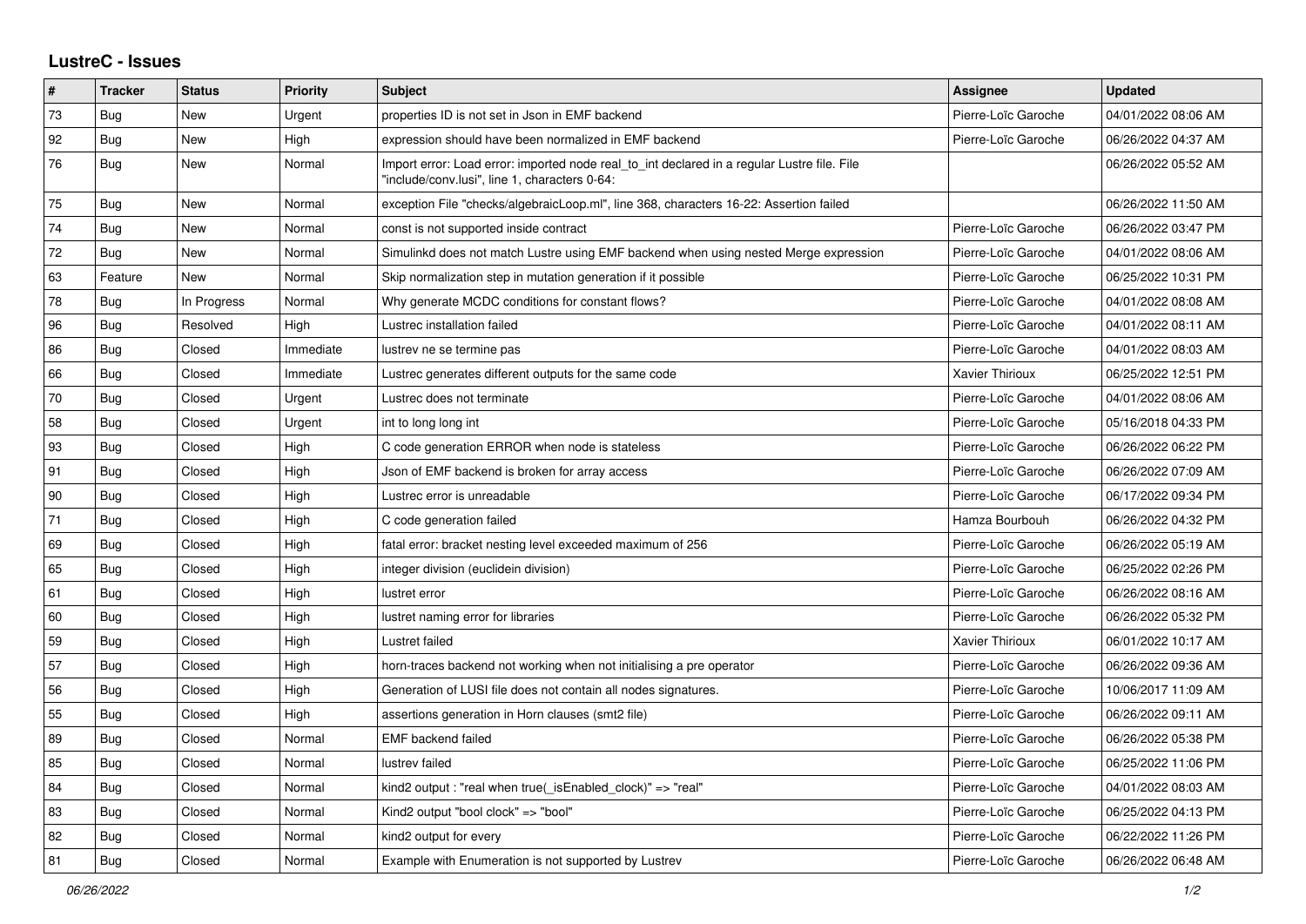## LustreC - Issues

| # | Tracker | Status | Priority | Subject | Assignee | Updated |
|---|---|---|---|---|---|---|
| 73 | Bug | New | Urgent | properties ID is not set in Json in EMF backend | Pierre-Loïc Garoche | 04/01/2022 08:06 AM |
| 92 | Bug | New | High | expression should have been normalized in EMF backend | Pierre-Loïc Garoche | 06/26/2022 04:37 AM |
| 76 | Bug | New | Normal | Import error: Load error: imported node real_to_int declared in a regular Lustre file. File "include/conv.lusi", line 1, characters 0-64: | | 06/26/2022 05:52 AM |
| 75 | Bug | New | Normal | exception File "checks/algebraicLoop.ml", line 368, characters 16-22: Assertion failed | | 06/26/2022 11:50 AM |
| 74 | Bug | New | Normal | const is not supported inside contract | Pierre-Loïc Garoche | 06/26/2022 03:47 PM |
| 72 | Bug | New | Normal | Simulinkd does not match Lustre using EMF backend when using nested Merge expression | Pierre-Loïc Garoche | 04/01/2022 08:06 AM |
| 63 | Feature | New | Normal | Skip normalization step in mutation generation if it possible | Pierre-Loïc Garoche | 06/25/2022 10:31 PM |
| 78 | Bug | In Progress | Normal | Why generate MCDC conditions for constant flows? | Pierre-Loïc Garoche | 04/01/2022 08:08 AM |
| 96 | Bug | Resolved | High | Lustrec installation failed | Pierre-Loïc Garoche | 04/01/2022 08:11 AM |
| 86 | Bug | Closed | Immediate | lustrev ne se termine pas | Pierre-Loïc Garoche | 04/01/2022 08:03 AM |
| 66 | Bug | Closed | Immediate | Lustrec generates different outputs for the same code | Xavier Thirioux | 06/25/2022 12:51 PM |
| 70 | Bug | Closed | Urgent | Lustrec does not terminate | Pierre-Loïc Garoche | 04/01/2022 08:06 AM |
| 58 | Bug | Closed | Urgent | int to long long int | Pierre-Loïc Garoche | 05/16/2018 04:33 PM |
| 93 | Bug | Closed | High | C code generation ERROR when node is stateless | Pierre-Loïc Garoche | 06/26/2022 06:22 PM |
| 91 | Bug | Closed | High | Json of EMF backend is broken for array access | Pierre-Loïc Garoche | 06/26/2022 07:09 AM |
| 90 | Bug | Closed | High | Lustrec error is unreadable | Pierre-Loïc Garoche | 06/17/2022 09:34 PM |
| 71 | Bug | Closed | High | C code generation failed | Hamza Bourbouh | 06/26/2022 04:32 PM |
| 69 | Bug | Closed | High | fatal error: bracket nesting level exceeded maximum of 256 | Pierre-Loïc Garoche | 06/26/2022 05:19 AM |
| 65 | Bug | Closed | High | integer division (euclidein division) | Pierre-Loïc Garoche | 06/25/2022 02:26 PM |
| 61 | Bug | Closed | High | lustret error | Pierre-Loïc Garoche | 06/26/2022 08:16 AM |
| 60 | Bug | Closed | High | lustret naming error for libraries | Pierre-Loïc Garoche | 06/26/2022 05:32 PM |
| 59 | Bug | Closed | High | Lustret failed | Xavier Thirioux | 06/01/2022 10:17 AM |
| 57 | Bug | Closed | High | horn-traces backend not working when not initialising a pre operator | Pierre-Loïc Garoche | 06/26/2022 09:36 AM |
| 56 | Bug | Closed | High | Generation of LUSI file does not contain all nodes signatures. | Pierre-Loïc Garoche | 10/06/2017 11:09 AM |
| 55 | Bug | Closed | High | assertions generation in Horn clauses (smt2 file) | Pierre-Loïc Garoche | 06/26/2022 09:11 AM |
| 89 | Bug | Closed | Normal | EMF backend failed | Pierre-Loïc Garoche | 06/26/2022 05:38 PM |
| 85 | Bug | Closed | Normal | lustrev failed | Pierre-Loïc Garoche | 06/25/2022 11:06 PM |
| 84 | Bug | Closed | Normal | kind2 output : "real when true(_isEnabled_clock)" => "real" | Pierre-Loïc Garoche | 04/01/2022 08:03 AM |
| 83 | Bug | Closed | Normal | Kind2 output "bool clock" => "bool" | Pierre-Loïc Garoche | 06/25/2022 04:13 PM |
| 82 | Bug | Closed | Normal | kind2 output for every | Pierre-Loïc Garoche | 06/22/2022 11:26 PM |
| 81 | Bug | Closed | Normal | Example with Enumeration is not supported by Lustrev | Pierre-Loïc Garoche | 06/26/2022 06:48 AM |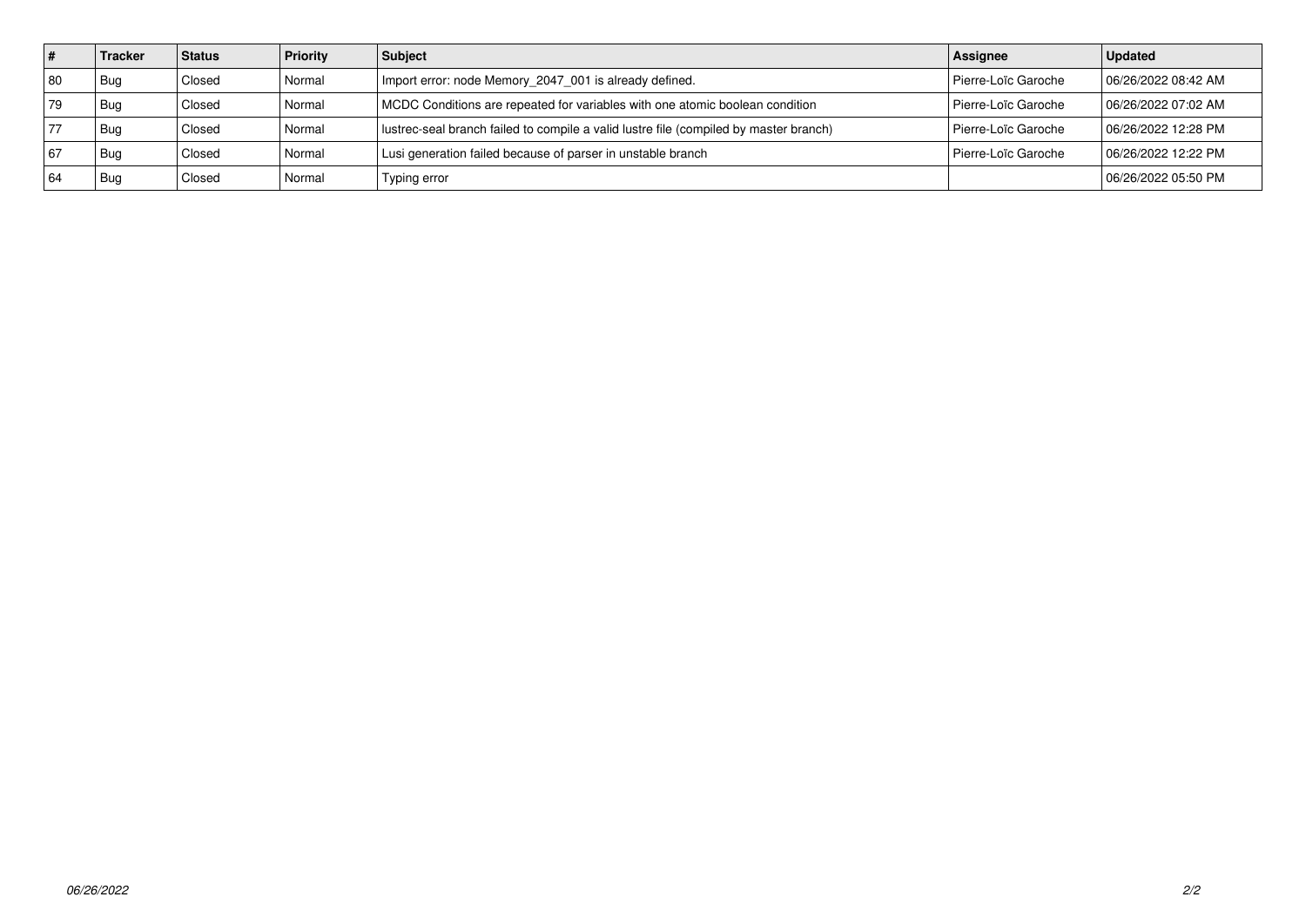| # | Tracker | Status | Priority | Subject | Assignee | Updated |
|---|---|---|---|---|---|---|
| 80 | Bug | Closed | Normal | Import error: node Memory_2047_001 is already defined. | Pierre-Loïc Garoche | 06/26/2022 08:42 AM |
| 79 | Bug | Closed | Normal | MCDC Conditions are repeated for variables with one atomic boolean condition | Pierre-Loïc Garoche | 06/26/2022 07:02 AM |
| 77 | Bug | Closed | Normal | lustrec-seal branch failed to compile a valid lustre file (compiled by master branch) | Pierre-Loïc Garoche | 06/26/2022 12:28 PM |
| 67 | Bug | Closed | Normal | Lusi generation failed because of parser in unstable branch | Pierre-Loïc Garoche | 06/26/2022 12:22 PM |
| 64 | Bug | Closed | Normal | Typing error | | 06/26/2022 05:50 PM |